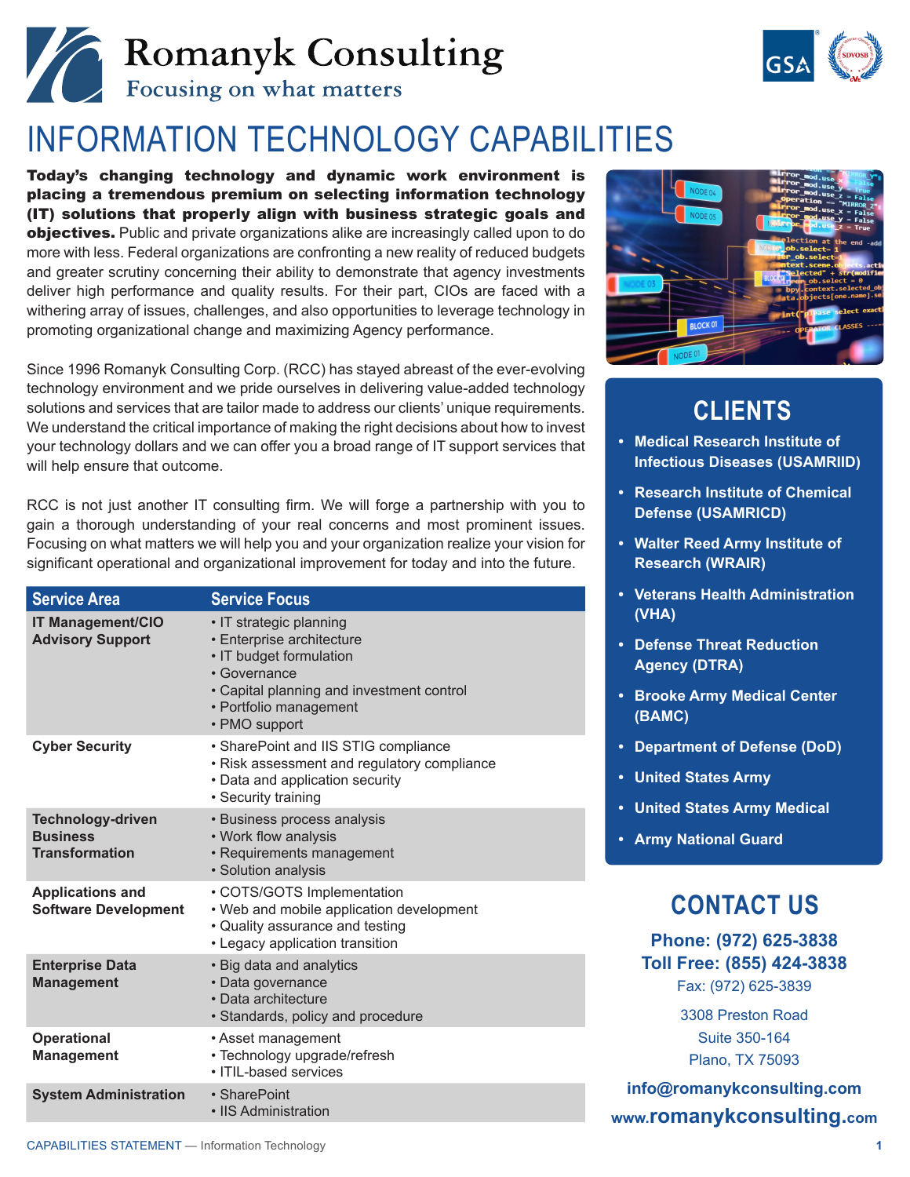# Romanyk Consulting

Focusing on what matters

# INFORMATION TECHNOLOGY CAPABILITIES

**Today's changing technology and dynamic work environment is placing a tremendous premium on selecting information technology (IT) solutions that properly align with business strategic goals and objectives.** Public and private organizations alike are increasingly called upon to do more with less. Federal organizations are confronting a new reality of reduced budgets and greater scrutiny concerning their ability to demonstrate that agency investments deliver high performance and quality results. For their part, CIOs are faced with a withering array of issues, challenges, and also opportunities to leverage technology in promoting organizational change and maximizing Agency performance.

Since 1996 Romanyk Consulting Corp. (RCC) has stayed abreast of the ever-evolving technology environment and we pride ourselves in delivering value-added technology solutions and services that are tailor made to address our clients' unique requirements. We understand the critical importance of making the right decisions about how to invest your technology dollars and we can offer you a broad range of IT support services that will help ensure that outcome.

RCC is not just another IT consulting firm. We will forge a partnership with you to gain a thorough understanding of your real concerns and most prominent issues. Focusing on what matters we will help you and your organization realize your vision for significant operational and organizational improvement for today and into the future.

| Service Area | Service Focus |
|---|---|
| **IT Management/CIO Advisory Support** | • IT strategic planning<br>• Enterprise architecture<br>• IT budget formulation<br>• Governance<br>• Capital planning and investment control<br>• Portfolio management<br>• PMO support |
| **Cyber Security** | • SharePoint and IIS STIG compliance<br>• Risk assessment and regulatory compliance<br>• Data and application security<br>• Security training |
| **Technology-driven Business Transformation** | • Business process analysis<br>• Work flow analysis<br>• Requirements management<br>• Solution analysis |
| **Applications and Software Development** | • COTS/GOTS Implementation<br>• Web and mobile application development<br>• Quality assurance and testing<br>• Legacy application transition |
| **Enterprise Data Management** | • Big data and analytics<br>• Data governance<br>• Data architecture<br>• Standards, policy and procedure |
| **Operational Management** | • Asset management<br>• Technology upgrade/refresh<br>• ITIL-based services |
| **System Administration** | • SharePoint<br>• IIS Administration |

## CLIENTS

- **Medical Research Institute of Infectious Diseases (USAMRIID)**
- **Research Institute of Chemical Defense (USAMRICD)**
- **Walter Reed Army Institute of Research (WRAIR)**
- **Veterans Health Administration (VHA)**
- **Defense Threat Reduction Agency (DTRA)**
- **Brooke Army Medical Center (BAMC)**
- **Department of Defense (DoD)**
- **United States Army**
- **United States Army Medical**
- **Army National Guard**

## CONTACT US

**Phone: (972) 625-3838**
**Toll Free: (855) 424-3838**
Fax: (972) 625-3839

3308 Preston Road
Suite 350-164
Plano, TX 75093

**info@romanykconsulting.com**
**www.romanykconsulting.com**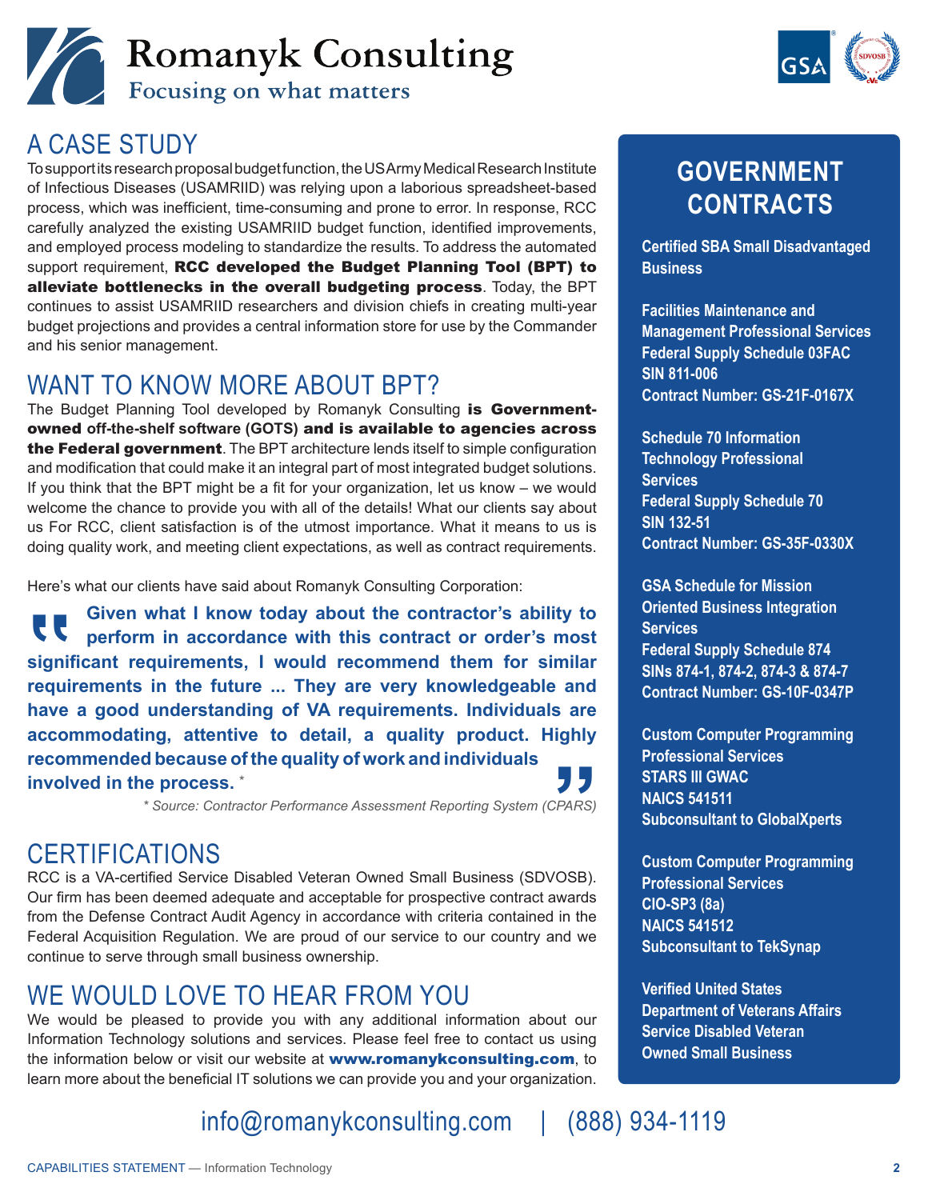# Romanyk Consulting

Focusing on what matters

## A CASE STUDY

To support its research proposal budget function, the US Army Medical Research Institute of Infectious Diseases (USAMRIID) was relying upon a laborious spreadsheet-based process, which was inefficient, time-consuming and prone to error. In response, RCC carefully analyzed the existing USAMRIID budget function, identified improvements, and employed process modeling to standardize the results. To address the automated support requirement, **RCC developed the Budget Planning Tool (BPT) to alleviate bottlenecks in the overall budgeting process**. Today, the BPT continues to assist USAMRIID researchers and division chiefs in creating multi-year budget projections and provides a central information store for use by the Commander and his senior management.

## WANT TO KNOW MORE ABOUT BPT?

The Budget Planning Tool developed by Romanyk Consulting **is Government-owned off-the-shelf software (GOTS) and is available to agencies across the Federal government**. The BPT architecture lends itself to simple configuration and modification that could make it an integral part of most integrated budget solutions. If you think that the BPT might be a fit for your organization, let us know – we would welcome the chance to provide you with all of the details! What our clients say about us For RCC, client satisfaction is of the utmost importance. What it means to us is doing quality work, and meeting client expectations, as well as contract requirements.

Here's what our clients have said about Romanyk Consulting Corporation:

> **Given what I know today about the contractor's ability to perform in accordance with this contract or order's most significant requirements, I would recommend them for similar requirements in the future ... They are very knowledgeable and have a good understanding of VA requirements. Individuals are accommodating, attentive to detail, a quality product. Highly recommended because of the quality of work and individuals involved in the process.** *

*\* Source: Contractor Performance Assessment Reporting System (CPARS)*

## CERTIFICATIONS

RCC is a VA-certified Service Disabled Veteran Owned Small Business (SDVOSB). Our firm has been deemed adequate and acceptable for prospective contract awards from the Defense Contract Audit Agency in accordance with criteria contained in the Federal Acquisition Regulation. We are proud of our service to our country and we continue to serve through small business ownership.

## WE WOULD LOVE TO HEAR FROM YOU

We would be pleased to provide you with any additional information about our Information Technology solutions and services. Please feel free to contact us using the information below or visit our website at **www.romanykconsulting.com**, to learn more about the beneficial IT solutions we can provide you and your organization.

## GOVERNMENT CONTRACTS

**Certified SBA Small Disadvantaged Business**

**Facilities Maintenance and Management Professional Services**
**Federal Supply Schedule 03FAC**
**SIN 811-006**
**Contract Number: GS-21F-0167X**

**Schedule 70 Information Technology Professional Services**
**Federal Supply Schedule 70**
**SIN 132-51**
**Contract Number: GS-35F-0330X**

**GSA Schedule for Mission Oriented Business Integration Services**
**Federal Supply Schedule 874**
**SINs 874-1, 874-2, 874-3 & 874-7**
**Contract Number: GS-10F-0347P**

**Custom Computer Programming Professional Services**
**STARS III GWAC**
**NAICS 541511**
**Subconsultant to GlobalXperts**

**Custom Computer Programming Professional Services**
**CIO-SP3 (8a)**
**NAICS 541512**
**Subconsultant to TekSynap**

**Verified United States Department of Veterans Affairs Service Disabled Veteran Owned Small Business**

info@romanykconsulting.com | (888) 934-1119